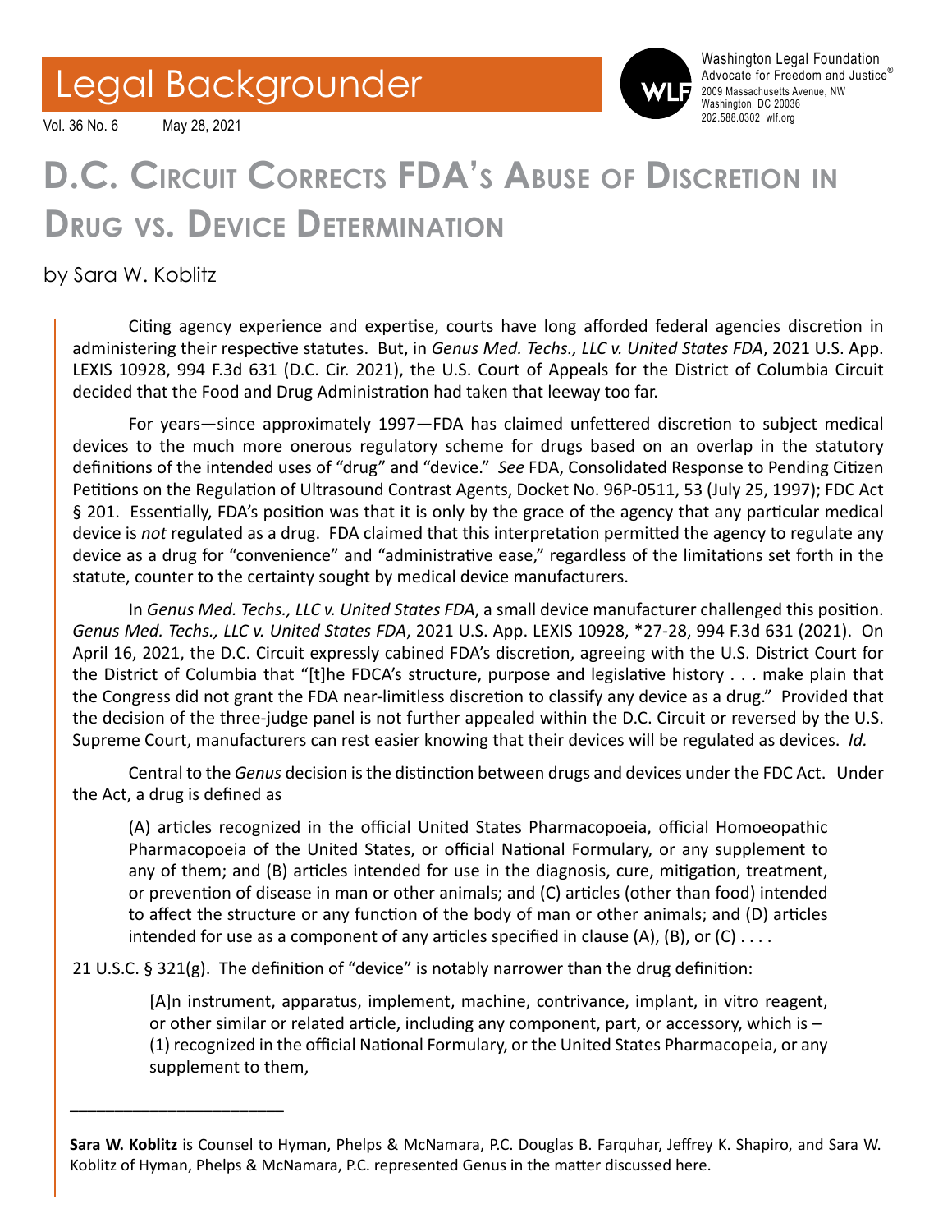Legal Backgrounder

Vol. 36 No. 6 May 28, 2021

Washington Legal Foundation
Advocate for Freedom and Justice®
2009 Massachusetts Avenue, NW
Washington, DC 20036
202.588.0302 wlf.org

# D.C. Circuit Corrects FDA's Abuse of Discretion in Drug vs. Device Determination

by Sara W. Koblitz

Citing agency experience and expertise, courts have long afforded federal agencies discretion in administering their respective statutes. But, in *Genus Med. Techs., LLC v. United States FDA*, 2021 U.S. App. LEXIS 10928, 994 F.3d 631 (D.C. Cir. 2021), the U.S. Court of Appeals for the District of Columbia Circuit decided that the Food and Drug Administration had taken that leeway too far.

For years—since approximately 1997—FDA has claimed unfettered discretion to subject medical devices to the much more onerous regulatory scheme for drugs based on an overlap in the statutory definitions of the intended uses of "drug" and "device." *See* FDA, Consolidated Response to Pending Citizen Petitions on the Regulation of Ultrasound Contrast Agents, Docket No. 96P-0511, 53 (July 25, 1997); FDC Act § 201. Essentially, FDA's position was that it is only by the grace of the agency that any particular medical device is *not* regulated as a drug. FDA claimed that this interpretation permitted the agency to regulate any device as a drug for "convenience" and "administrative ease," regardless of the limitations set forth in the statute, counter to the certainty sought by medical device manufacturers.

In *Genus Med. Techs., LLC v. United States FDA*, a small device manufacturer challenged this position. *Genus Med. Techs., LLC v. United States FDA*, 2021 U.S. App. LEXIS 10928, *27-28, 994 F.3d 631 (2021). On April 16, 2021, the D.C. Circuit expressly cabined FDA's discretion, agreeing with the U.S. District Court for the District of Columbia that "[t]he FDCA's structure, purpose and legislative history . . . make plain that the Congress did not grant the FDA near-limitless discretion to classify any device as a drug." Provided that the decision of the three-judge panel is not further appealed within the D.C. Circuit or reversed by the U.S. Supreme Court, manufacturers can rest easier knowing that their devices will be regulated as devices. *Id.*

Central to the *Genus* decision is the distinction between drugs and devices under the FDC Act. Under the Act, a drug is defined as

> (A) articles recognized in the official United States Pharmacopoeia, official Homoeopathic Pharmacopoeia of the United States, or official National Formulary, or any supplement to any of them; and (B) articles intended for use in the diagnosis, cure, mitigation, treatment, or prevention of disease in man or other animals; and (C) articles (other than food) intended to affect the structure or any function of the body of man or other animals; and (D) articles intended for use as a component of any articles specified in clause (A), (B), or (C) . . . .

21 U.S.C. § 321(g). The definition of "device" is notably narrower than the drug definition:

> [A]n instrument, apparatus, implement, machine, contrivance, implant, in vitro reagent, or other similar or related article, including any component, part, or accessory, which is – (1) recognized in the official National Formulary, or the United States Pharmacopeia, or any supplement to them,

---

**Sara W. Koblitz** is Counsel to Hyman, Phelps & McNamara, P.C. Douglas B. Farquhar, Jeffrey K. Shapiro, and Sara W. Koblitz of Hyman, Phelps & McNamara, P.C. represented Genus in the matter discussed here.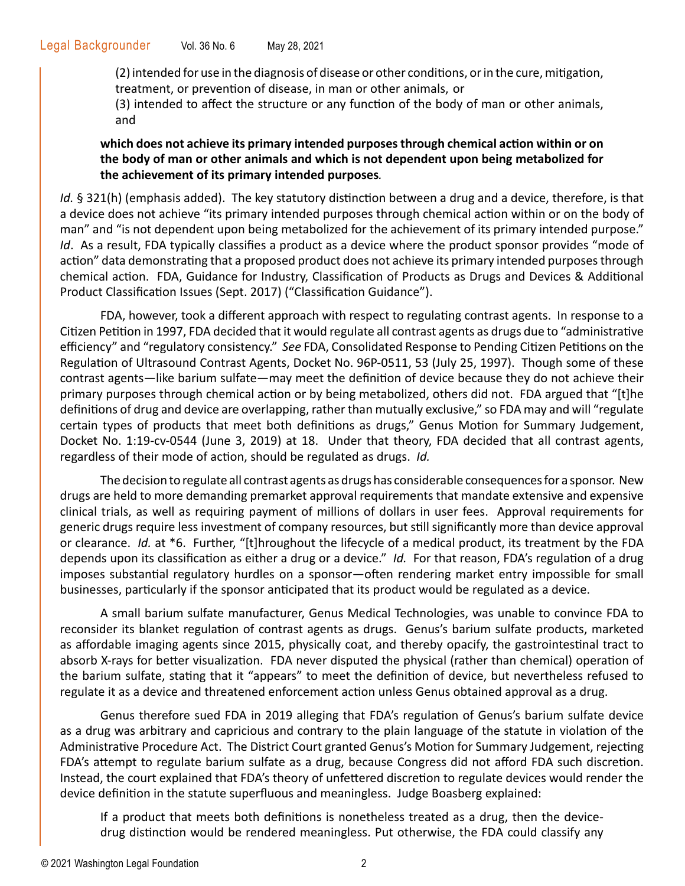(2) intended for use in the diagnosis of disease or other conditions, or in the cure, mitigation, treatment, or prevention of disease, in man or other animals, or

(3) intended to affect the structure or any function of the body of man or other animals, and

**which does not achieve its primary intended purposes through chemical action within or on the body of man or other animals and which is not dependent upon being metabolized for the achievement of its primary intended purposes**.

*Id.* § 321(h) (emphasis added). The key statutory distinction between a drug and a device, therefore, is that a device does not achieve "its primary intended purposes through chemical action within or on the body of man" and "is not dependent upon being metabolized for the achievement of its primary intended purpose." *Id*. As a result, FDA typically classifies a product as a device where the product sponsor provides "mode of action" data demonstrating that a proposed product does not achieve its primary intended purposes through chemical action. FDA, Guidance for Industry, Classification of Products as Drugs and Devices & Additional Product Classification Issues (Sept. 2017) ("Classification Guidance").

FDA, however, took a different approach with respect to regulating contrast agents. In response to a Citizen Petition in 1997, FDA decided that it would regulate all contrast agents as drugs due to "administrative efficiency" and "regulatory consistency." *See* FDA, Consolidated Response to Pending Citizen Petitions on the Regulation of Ultrasound Contrast Agents, Docket No. 96P-0511, 53 (July 25, 1997). Though some of these contrast agents—like barium sulfate—may meet the definition of device because they do not achieve their primary purposes through chemical action or by being metabolized, others did not. FDA argued that "[t]he definitions of drug and device are overlapping, rather than mutually exclusive," so FDA may and will "regulate certain types of products that meet both definitions as drugs," Genus Motion for Summary Judgement, Docket No. 1:19-cv-0544 (June 3, 2019) at 18. Under that theory, FDA decided that all contrast agents, regardless of their mode of action, should be regulated as drugs. *Id.*

The decision to regulate all contrast agents as drugs has considerable consequences for a sponsor. New drugs are held to more demanding premarket approval requirements that mandate extensive and expensive clinical trials, as well as requiring payment of millions of dollars in user fees. Approval requirements for generic drugs require less investment of company resources, but still significantly more than device approval or clearance. *Id.* at *6. Further, "[t]hroughout the lifecycle of a medical product, its treatment by the FDA depends upon its classification as either a drug or a device." *Id.* For that reason, FDA's regulation of a drug imposes substantial regulatory hurdles on a sponsor—often rendering market entry impossible for small businesses, particularly if the sponsor anticipated that its product would be regulated as a device.

A small barium sulfate manufacturer, Genus Medical Technologies, was unable to convince FDA to reconsider its blanket regulation of contrast agents as drugs. Genus's barium sulfate products, marketed as affordable imaging agents since 2015, physically coat, and thereby opacify, the gastrointestinal tract to absorb X-rays for better visualization. FDA never disputed the physical (rather than chemical) operation of the barium sulfate, stating that it "appears" to meet the definition of device, but nevertheless refused to regulate it as a device and threatened enforcement action unless Genus obtained approval as a drug.

Genus therefore sued FDA in 2019 alleging that FDA's regulation of Genus's barium sulfate device as a drug was arbitrary and capricious and contrary to the plain language of the statute in violation of the Administrative Procedure Act. The District Court granted Genus's Motion for Summary Judgement, rejecting FDA's attempt to regulate barium sulfate as a drug, because Congress did not afford FDA such discretion. Instead, the court explained that FDA's theory of unfettered discretion to regulate devices would render the device definition in the statute superfluous and meaningless. Judge Boasberg explained:

> If a product that meets both definitions is nonetheless treated as a drug, then the device-drug distinction would be rendered meaningless. Put otherwise, the FDA could classify any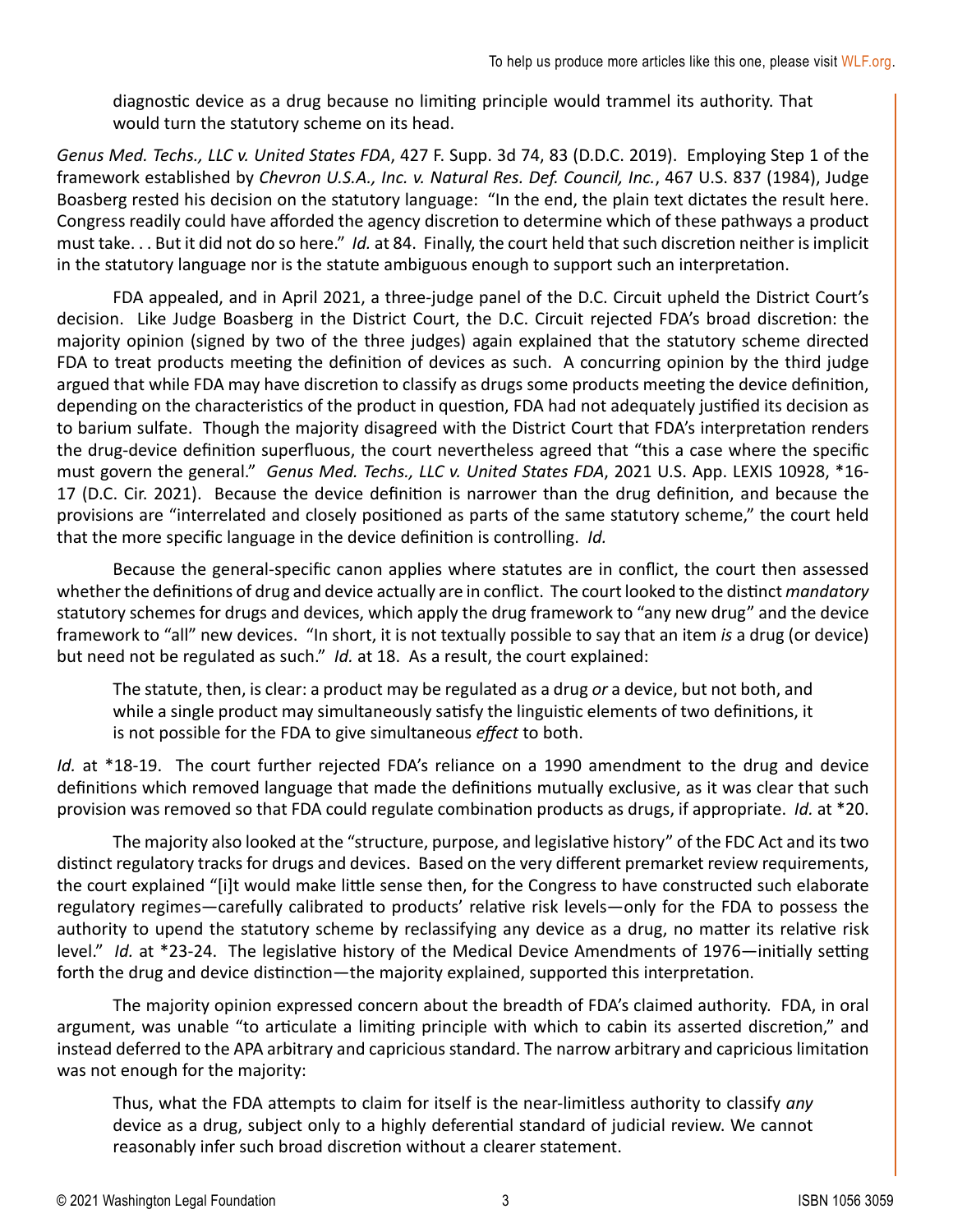> diagnostic device as a drug because no limiting principle would trammel its authority. That would turn the statutory scheme on its head.

*Genus Med. Techs., LLC v. United States FDA*, 427 F. Supp. 3d 74, 83 (D.D.C. 2019). Employing Step 1 of the framework established by *Chevron U.S.A., Inc. v. Natural Res. Def. Council, Inc.*, 467 U.S. 837 (1984), Judge Boasberg rested his decision on the statutory language: "In the end, the plain text dictates the result here. Congress readily could have afforded the agency discretion to determine which of these pathways a product must take. . . But it did not do so here." *Id.* at 84. Finally, the court held that such discretion neither is implicit in the statutory language nor is the statute ambiguous enough to support such an interpretation.

FDA appealed, and in April 2021, a three-judge panel of the D.C. Circuit upheld the District Court's decision. Like Judge Boasberg in the District Court, the D.C. Circuit rejected FDA's broad discretion: the majority opinion (signed by two of the three judges) again explained that the statutory scheme directed FDA to treat products meeting the definition of devices as such. A concurring opinion by the third judge argued that while FDA may have discretion to classify as drugs some products meeting the device definition, depending on the characteristics of the product in question, FDA had not adequately justified its decision as to barium sulfate. Though the majority disagreed with the District Court that FDA's interpretation renders the drug-device definition superfluous, the court nevertheless agreed that "this a case where the specific must govern the general." *Genus Med. Techs., LLC v. United States FDA*, 2021 U.S. App. LEXIS 10928, *16-17 (D.C. Cir. 2021). Because the device definition is narrower than the drug definition, and because the provisions are "interrelated and closely positioned as parts of the same statutory scheme," the court held that the more specific language in the device definition is controlling. *Id.*

Because the general-specific canon applies where statutes are in conflict, the court then assessed whether the definitions of drug and device actually are in conflict. The court looked to the distinct *mandatory* statutory schemes for drugs and devices, which apply the drug framework to "any new drug" and the device framework to "all" new devices. "In short, it is not textually possible to say that an item *is* a drug (or device) but need not be regulated as such." *Id.* at 18. As a result, the court explained:

> The statute, then, is clear: a product may be regulated as a drug *or* a device, but not both, and while a single product may simultaneously satisfy the linguistic elements of two definitions, it is not possible for the FDA to give simultaneous *effect* to both.

*Id.* at *18-19. The court further rejected FDA's reliance on a 1990 amendment to the drug and device definitions which removed language that made the definitions mutually exclusive, as it was clear that such provision was removed so that FDA could regulate combination products as drugs, if appropriate. *Id.* at *20.

The majority also looked at the "structure, purpose, and legislative history" of the FDC Act and its two distinct regulatory tracks for drugs and devices. Based on the very different premarket review requirements, the court explained "[i]t would make little sense then, for the Congress to have constructed such elaborate regulatory regimes—carefully calibrated to products' relative risk levels—only for the FDA to possess the authority to upend the statutory scheme by reclassifying any device as a drug, no matter its relative risk level." *Id.* at *23-24. The legislative history of the Medical Device Amendments of 1976—initially setting forth the drug and device distinction—the majority explained, supported this interpretation.

The majority opinion expressed concern about the breadth of FDA's claimed authority. FDA, in oral argument, was unable "to articulate a limiting principle with which to cabin its asserted discretion," and instead deferred to the APA arbitrary and capricious standard. The narrow arbitrary and capricious limitation was not enough for the majority:

> Thus, what the FDA attempts to claim for itself is the near-limitless authority to classify *any* device as a drug, subject only to a highly deferential standard of judicial review. We cannot reasonably infer such broad discretion without a clearer statement.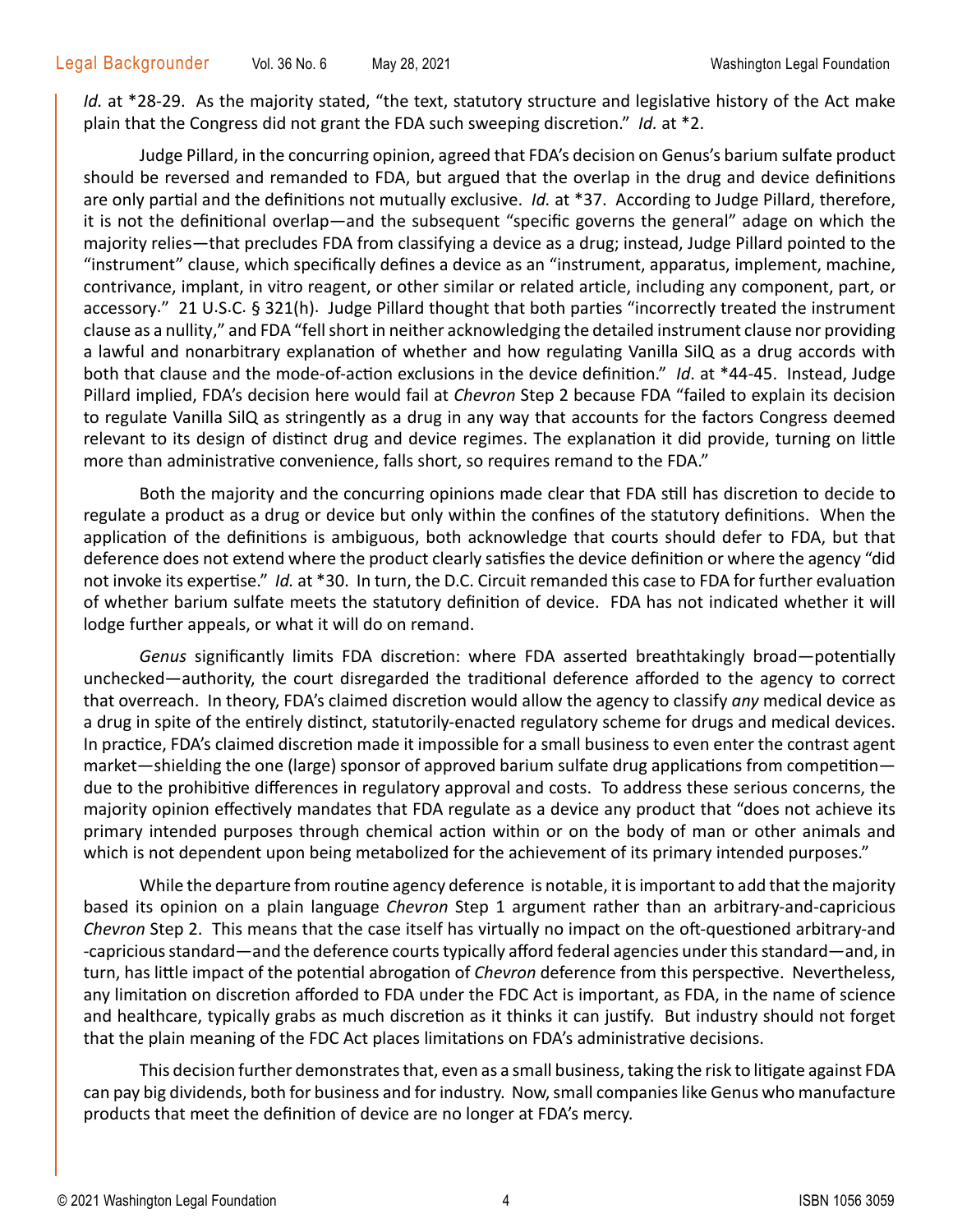*Id.* at *28-29. As the majority stated, "the text, statutory structure and legislative history of the Act make plain that the Congress did not grant the FDA such sweeping discretion." *Id.* at *2.

Judge Pillard, in the concurring opinion, agreed that FDA's decision on Genus's barium sulfate product should be reversed and remanded to FDA, but argued that the overlap in the drug and device definitions are only partial and the definitions not mutually exclusive. *Id.* at *37. According to Judge Pillard, therefore, it is not the definitional overlap—and the subsequent "specific governs the general" adage on which the majority relies—that precludes FDA from classifying a device as a drug; instead, Judge Pillard pointed to the "instrument" clause, which specifically defines a device as an "instrument, apparatus, implement, machine, contrivance, implant, in vitro reagent, or other similar or related article, including any component, part, or accessory." 21 U.S.C. § 321(h). Judge Pillard thought that both parties "incorrectly treated the instrument clause as a nullity," and FDA "fell short in neither acknowledging the detailed instrument clause nor providing a lawful and nonarbitrary explanation of whether and how regulating Vanilla SilQ as a drug accords with both that clause and the mode-of-action exclusions in the device definition." *Id.* at *44-45. Instead, Judge Pillard implied, FDA's decision here would fail at *Chevron* Step 2 because FDA "failed to explain its decision to regulate Vanilla SilQ as stringently as a drug in any way that accounts for the factors Congress deemed relevant to its design of distinct drug and device regimes. The explanation it did provide, turning on little more than administrative convenience, falls short, so requires remand to the FDA."

Both the majority and the concurring opinions made clear that FDA still has discretion to decide to regulate a product as a drug or device but only within the confines of the statutory definitions. When the application of the definitions is ambiguous, both acknowledge that courts should defer to FDA, but that deference does not extend where the product clearly satisfies the device definition or where the agency "did not invoke its expertise." *Id.* at *30. In turn, the D.C. Circuit remanded this case to FDA for further evaluation of whether barium sulfate meets the statutory definition of device. FDA has not indicated whether it will lodge further appeals, or what it will do on remand.

*Genus* significantly limits FDA discretion: where FDA asserted breathtakingly broad—potentially unchecked—authority, the court disregarded the traditional deference afforded to the agency to correct that overreach. In theory, FDA's claimed discretion would allow the agency to classify *any* medical device as a drug in spite of the entirely distinct, statutorily-enacted regulatory scheme for drugs and medical devices. In practice, FDA's claimed discretion made it impossible for a small business to even enter the contrast agent market—shielding the one (large) sponsor of approved barium sulfate drug applications from competition—due to the prohibitive differences in regulatory approval and costs. To address these serious concerns, the majority opinion effectively mandates that FDA regulate as a device any product that "does not achieve its primary intended purposes through chemical action within or on the body of man or other animals and which is not dependent upon being metabolized for the achievement of its primary intended purposes."

While the departure from routine agency deference is notable, it is important to add that the majority based its opinion on a plain language *Chevron* Step 1 argument rather than an arbitrary-and-capricious *Chevron* Step 2. This means that the case itself has virtually no impact on the oft-questioned arbitrary-and-capricious standard—and the deference courts typically afford federal agencies under this standard—and, in turn, has little impact of the potential abrogation of *Chevron* deference from this perspective. Nevertheless, any limitation on discretion afforded to FDA under the FDC Act is important, as FDA, in the name of science and healthcare, typically grabs as much discretion as it thinks it can justify. But industry should not forget that the plain meaning of the FDC Act places limitations on FDA's administrative decisions.

This decision further demonstrates that, even as a small business, taking the risk to litigate against FDA can pay big dividends, both for business and for industry. Now, small companies like Genus who manufacture products that meet the definition of device are no longer at FDA's mercy.